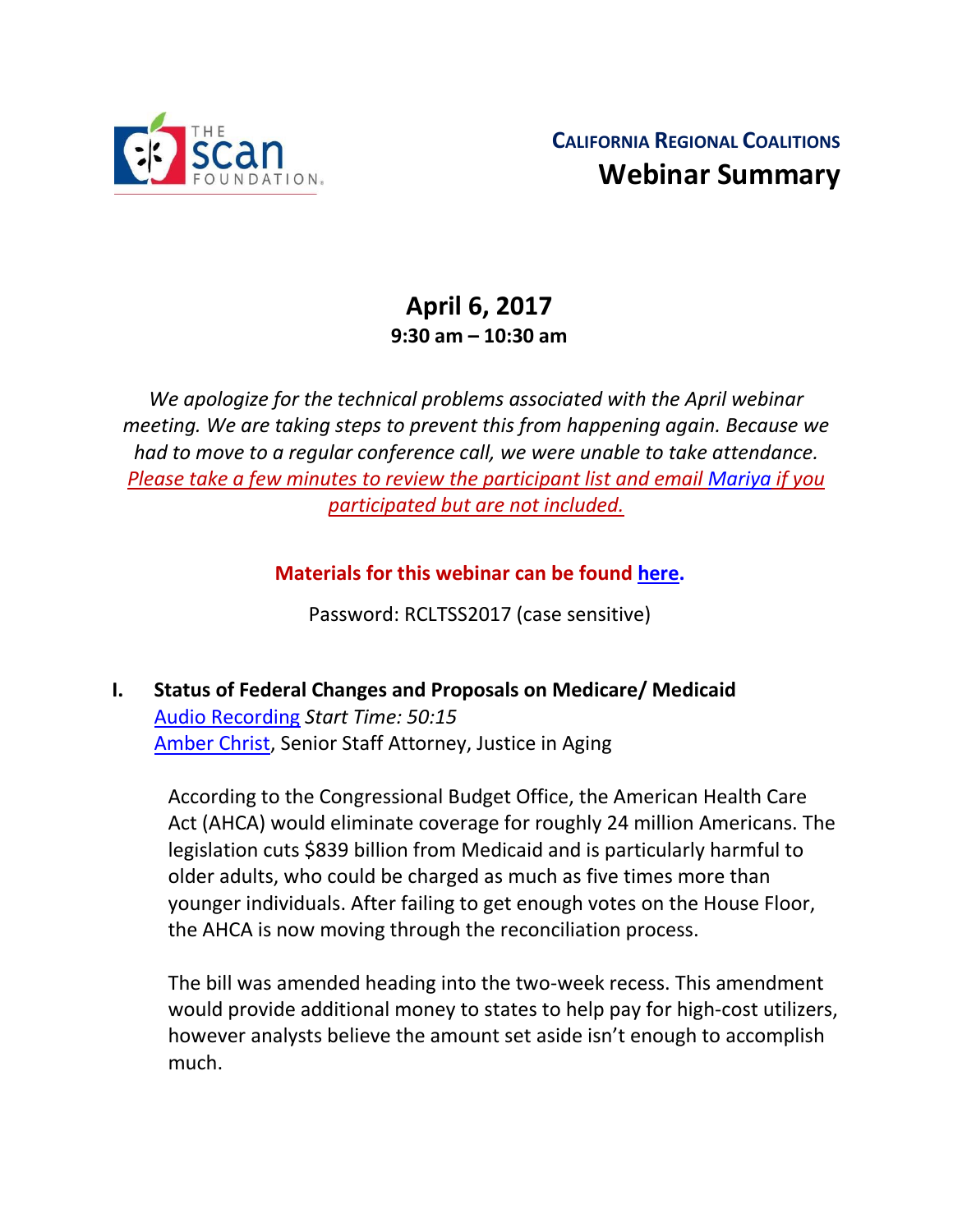**CALIFORNIA REGIONAL COALITIONS**

# Webinar Summary

## April 6, 2017

**9:30 am – 10:30 am**

*We apologize for the technical problems associated with the April webinar meeting. We are taking steps to prevent this from happening again. Because we had to move to a regular conference call, we were unable to take attendance. Please take a few minutes to review the participant list and email Mariya if you participated but are not included.*

**Materials for this webinar can be found here.**

Password: RCLTSS2017 (case sensitive)

## I. Status of Federal Changes and Proposals on Medicare/ Medicaid

Audio Recording *Start Time: 50:15*
Amber Christ, Senior Staff Attorney, Justice in Aging

According to the Congressional Budget Office, the American Health Care Act (AHCA) would eliminate coverage for roughly 24 million Americans. The legislation cuts $839 billion from Medicaid and is particularly harmful to older adults, who could be charged as much as five times more than younger individuals. After failing to get enough votes on the House Floor, the AHCA is now moving through the reconciliation process.

The bill was amended heading into the two-week recess. This amendment would provide additional money to states to help pay for high-cost utilizers, however analysts believe the amount set aside isn't enough to accomplish much.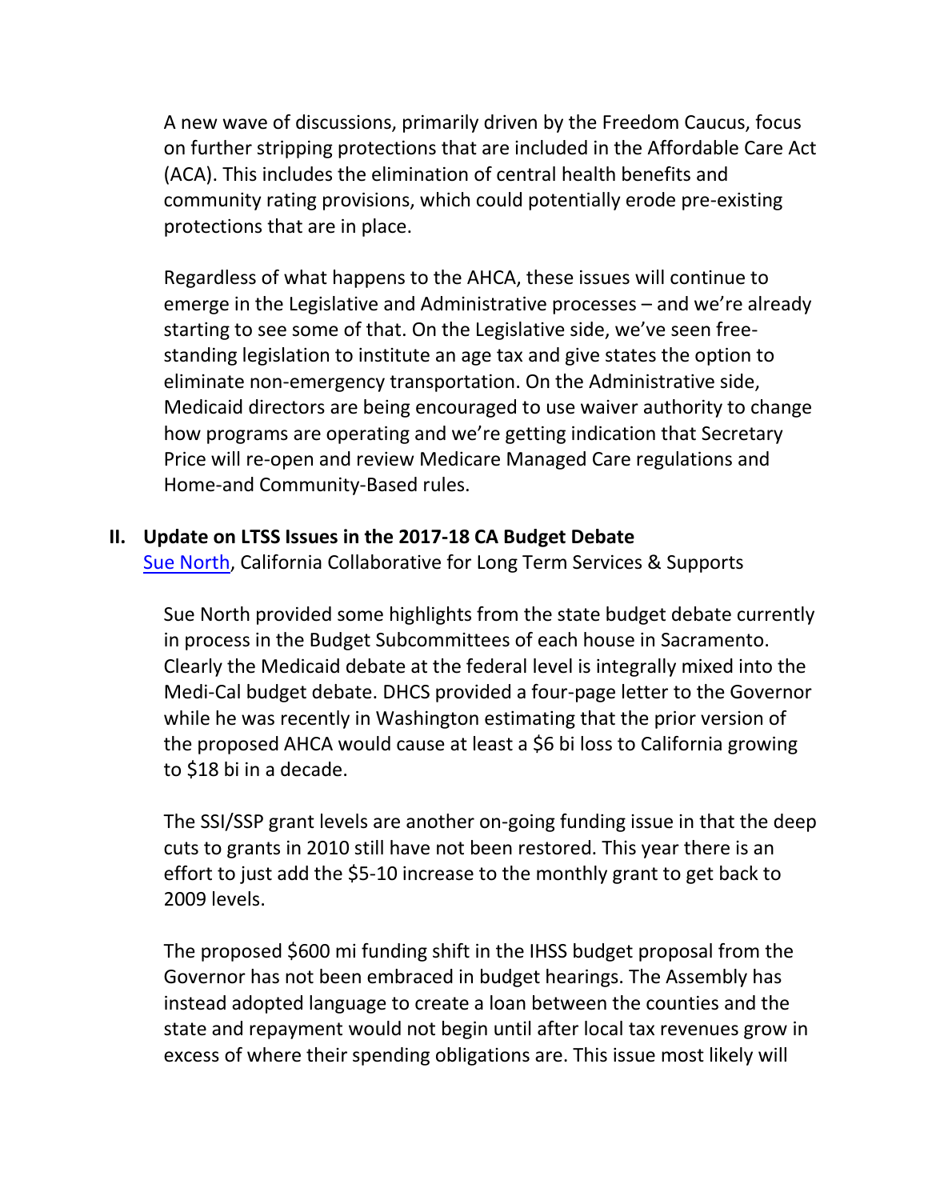A new wave of discussions, primarily driven by the Freedom Caucus, focus on further stripping protections that are included in the Affordable Care Act (ACA). This includes the elimination of central health benefits and community rating provisions, which could potentially erode pre-existing protections that are in place.

Regardless of what happens to the AHCA, these issues will continue to emerge in the Legislative and Administrative processes – and we're already starting to see some of that. On the Legislative side, we've seen free-standing legislation to institute an age tax and give states the option to eliminate non-emergency transportation. On the Administrative side, Medicaid directors are being encouraged to use waiver authority to change how programs are operating and we're getting indication that Secretary Price will re-open and review Medicare Managed Care regulations and Home-and Community-Based rules.

## II. Update on LTSS Issues in the 2017-18 CA Budget Debate

Sue North, California Collaborative for Long Term Services & Supports

Sue North provided some highlights from the state budget debate currently in process in the Budget Subcommittees of each house in Sacramento. Clearly the Medicaid debate at the federal level is integrally mixed into the Medi-Cal budget debate. DHCS provided a four-page letter to the Governor while he was recently in Washington estimating that the prior version of the proposed AHCA would cause at least a $6 bi loss to California growing to $18 bi in a decade.

The SSI/SSP grant levels are another on-going funding issue in that the deep cuts to grants in 2010 still have not been restored. This year there is an effort to just add the $5-10 increase to the monthly grant to get back to 2009 levels.

The proposed $600 mi funding shift in the IHSS budget proposal from the Governor has not been embraced in budget hearings. The Assembly has instead adopted language to create a loan between the counties and the state and repayment would not begin until after local tax revenues grow in excess of where their spending obligations are. This issue most likely will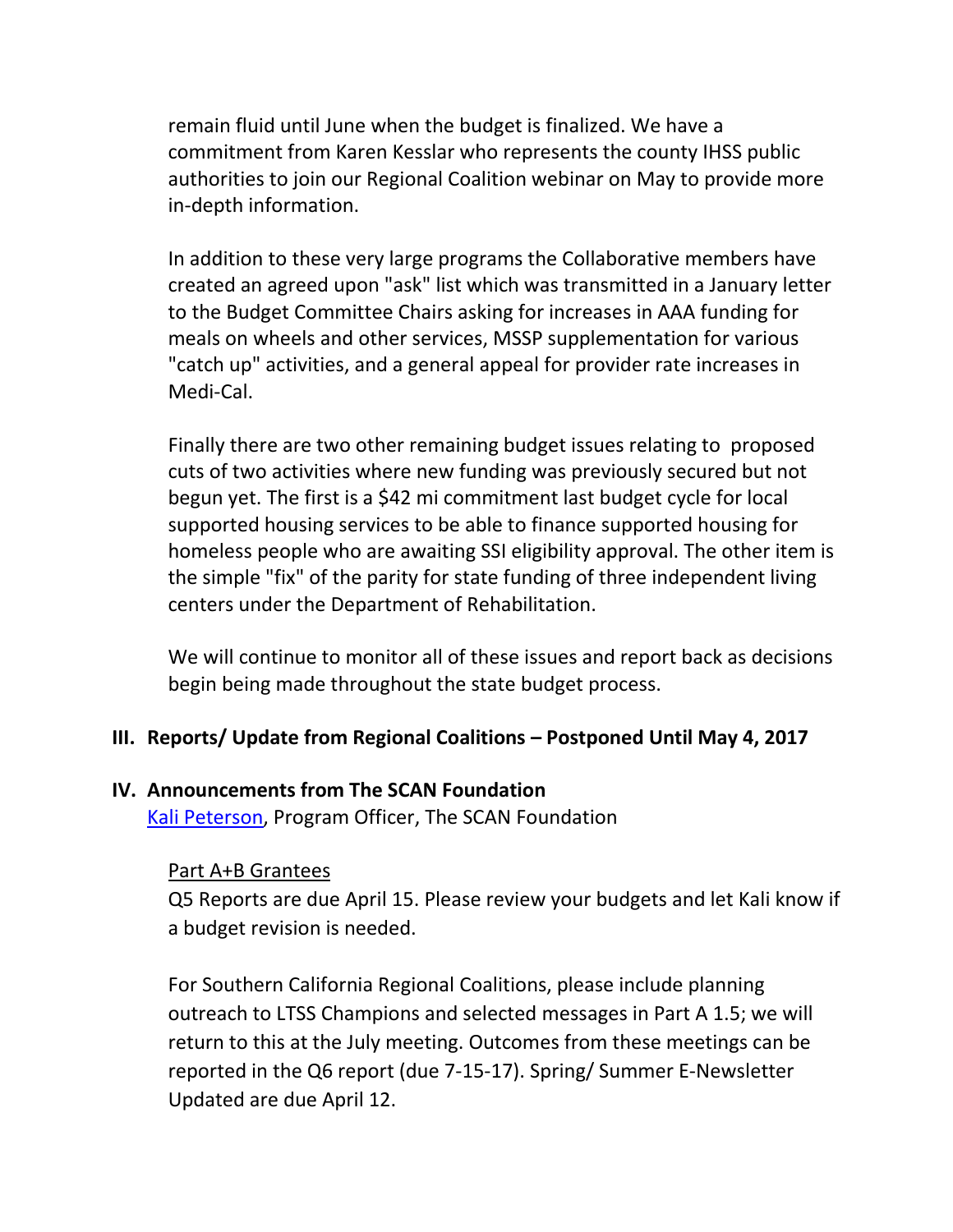remain fluid until June when the budget is finalized. We have a commitment from Karen Kesslar who represents the county IHSS public authorities to join our Regional Coalition webinar on May to provide more in-depth information.

In addition to these very large programs the Collaborative members have created an agreed upon "ask" list which was transmitted in a January letter to the Budget Committee Chairs asking for increases in AAA funding for meals on wheels and other services, MSSP supplementation for various "catch up" activities, and a general appeal for provider rate increases in Medi-Cal.

Finally there are two other remaining budget issues relating to proposed cuts of two activities where new funding was previously secured but not begun yet. The first is a $42 mi commitment last budget cycle for local supported housing services to be able to finance supported housing for homeless people who are awaiting SSI eligibility approval. The other item is the simple "fix" of the parity for state funding of three independent living centers under the Department of Rehabilitation.

We will continue to monitor all of these issues and report back as decisions begin being made throughout the state budget process.

## III. Reports/ Update from Regional Coalitions – Postponed Until May 4, 2017

## IV. Announcements from The SCAN Foundation

Kali Peterson, Program Officer, The SCAN Foundation

Part A+B Grantees

Q5 Reports are due April 15. Please review your budgets and let Kali know if a budget revision is needed.

For Southern California Regional Coalitions, please include planning outreach to LTSS Champions and selected messages in Part A 1.5; we will return to this at the July meeting. Outcomes from these meetings can be reported in the Q6 report (due 7-15-17). Spring/ Summer E-Newsletter Updated are due April 12.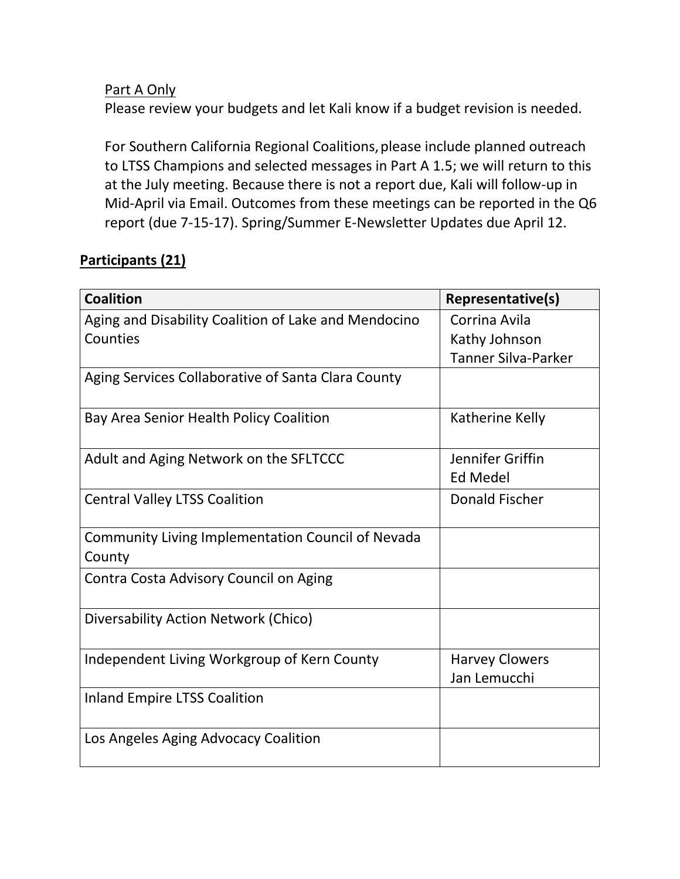Part A Only

Please review your budgets and let Kali know if a budget revision is needed.

For Southern California Regional Coalitions, please include planned outreach to LTSS Champions and selected messages in Part A 1.5; we will return to this at the July meeting. Because there is not a report due, Kali will follow-up in Mid-April via Email. Outcomes from these meetings can be reported in the Q6 report (due 7-15-17). Spring/Summer E-Newsletter Updates due April 12.

**Participants (21)**

| Coalition | Representative(s) |
|---|---|
| Aging and Disability Coalition of Lake and Mendocino Counties | Corrina Avila<br>Kathy Johnson<br>Tanner Silva-Parker |
| Aging Services Collaborative of Santa Clara County | |
| Bay Area Senior Health Policy Coalition | Katherine Kelly |
| Adult and Aging Network on the SFLTCCC | Jennifer Griffin<br>Ed Medel |
| Central Valley LTSS Coalition | Donald Fischer |
| Community Living Implementation Council of Nevada County | |
| Contra Costa Advisory Council on Aging | |
| Diversability Action Network (Chico) | |
| Independent Living Workgroup of Kern County | Harvey Clowers<br>Jan Lemucchi |
| Inland Empire LTSS Coalition | |
| Los Angeles Aging Advocacy Coalition | |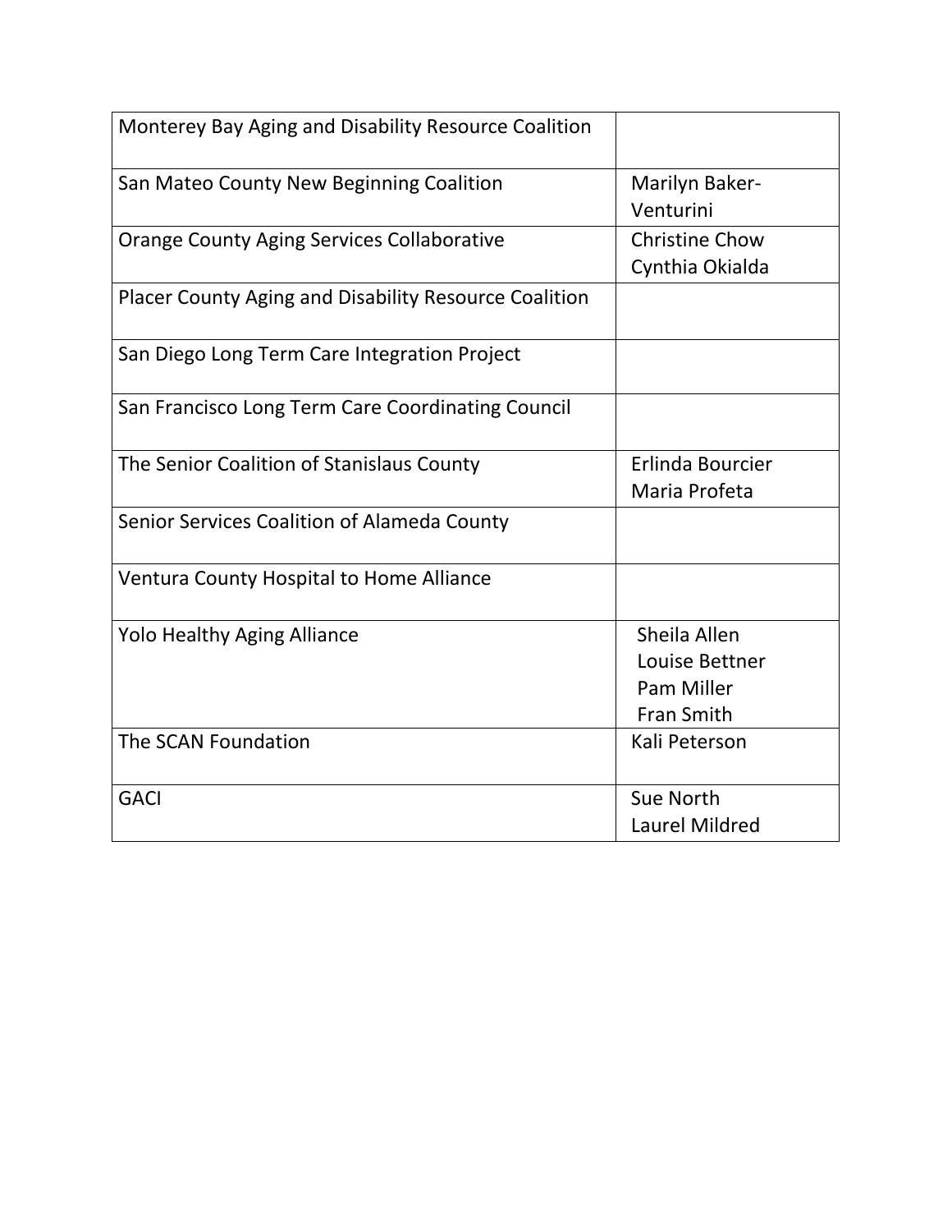| | |
|---|---|
| Monterey Bay Aging and Disability Resource Coalition | |
| San Mateo County New Beginning Coalition | Marilyn Baker-Venturini |
| Orange County Aging Services Collaborative | Christine Chow<br>Cynthia Okialda |
| Placer County Aging and Disability Resource Coalition | |
| San Diego Long Term Care Integration Project | |
| San Francisco Long Term Care Coordinating Council | |
| The Senior Coalition of Stanislaus County | Erlinda Bourcier<br>Maria Profeta |
| Senior Services Coalition of Alameda County | |
| Ventura County Hospital to Home Alliance | |
| Yolo Healthy Aging Alliance | Sheila Allen<br>Louise Bettner<br>Pam Miller<br>Fran Smith |
| The SCAN Foundation | Kali Peterson |
| GACI | Sue North<br>Laurel Mildred |